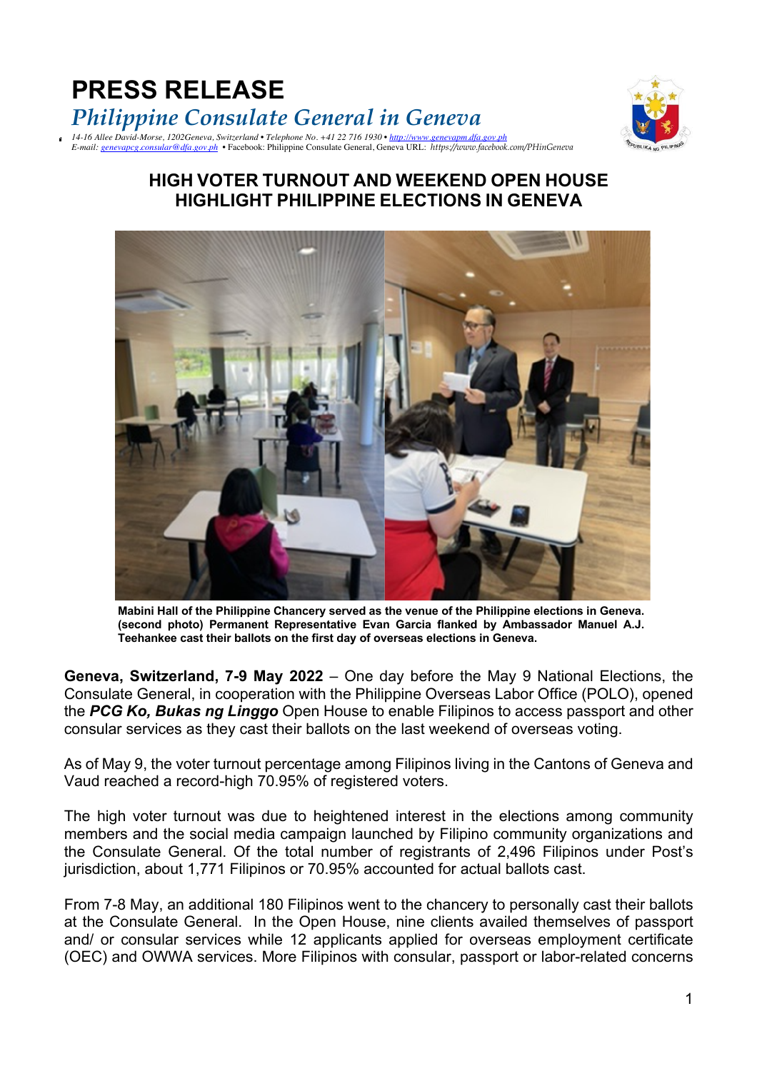# PRESS RELEASE

## *Philippine Consulate General in Geneva*

*14-16 Allee David-Morse, 1202Geneva, Switzerland • Telephone No. +41 22 716 1930 • http://www.genevapm.dfa.gov.ph*
*E-mail: genevapcg.consular@dfa.gov.ph* • Facebook: Philippine Consulate General, Geneva URL: *https://www.facebook.com/PHinGeneva*

## HIGH VOTER TURNOUT AND WEEKEND OPEN HOUSE HIGHLIGHT PHILIPPINE ELECTIONS IN GENEVA

**Mabini Hall of the Philippine Chancery served as the venue of the Philippine elections in Geneva. (second photo) Permanent Representative Evan Garcia flanked by Ambassador Manuel A.J. Teehankee cast their ballots on the first day of overseas elections in Geneva.**

**Geneva, Switzerland, 7-9 May 2022** – One day before the May 9 National Elections, the Consulate General, in cooperation with the Philippine Overseas Labor Office (POLO), opened the ***PCG Ko, Bukas ng Linggo*** Open House to enable Filipinos to access passport and other consular services as they cast their ballots on the last weekend of overseas voting.

As of May 9, the voter turnout percentage among Filipinos living in the Cantons of Geneva and Vaud reached a record-high 70.95% of registered voters.

The high voter turnout was due to heightened interest in the elections among community members and the social media campaign launched by Filipino community organizations and the Consulate General. Of the total number of registrants of 2,496 Filipinos under Post's jurisdiction, about 1,771 Filipinos or 70.95% accounted for actual ballots cast.

From 7-8 May, an additional 180 Filipinos went to the chancery to personally cast their ballots at the Consulate General. In the Open House, nine clients availed themselves of passport and/ or consular services while 12 applicants applied for overseas employment certificate (OEC) and OWWA services. More Filipinos with consular, passport or labor-related concerns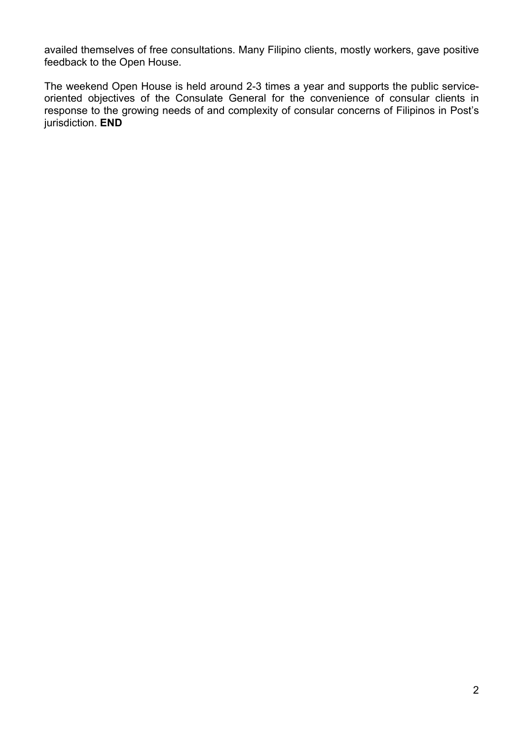availed themselves of free consultations. Many Filipino clients, mostly workers, gave positive feedback to the Open House.

The weekend Open House is held around 2-3 times a year and supports the public service-oriented objectives of the Consulate General for the convenience of consular clients in response to the growing needs of and complexity of consular concerns of Filipinos in Post's jurisdiction. **END**